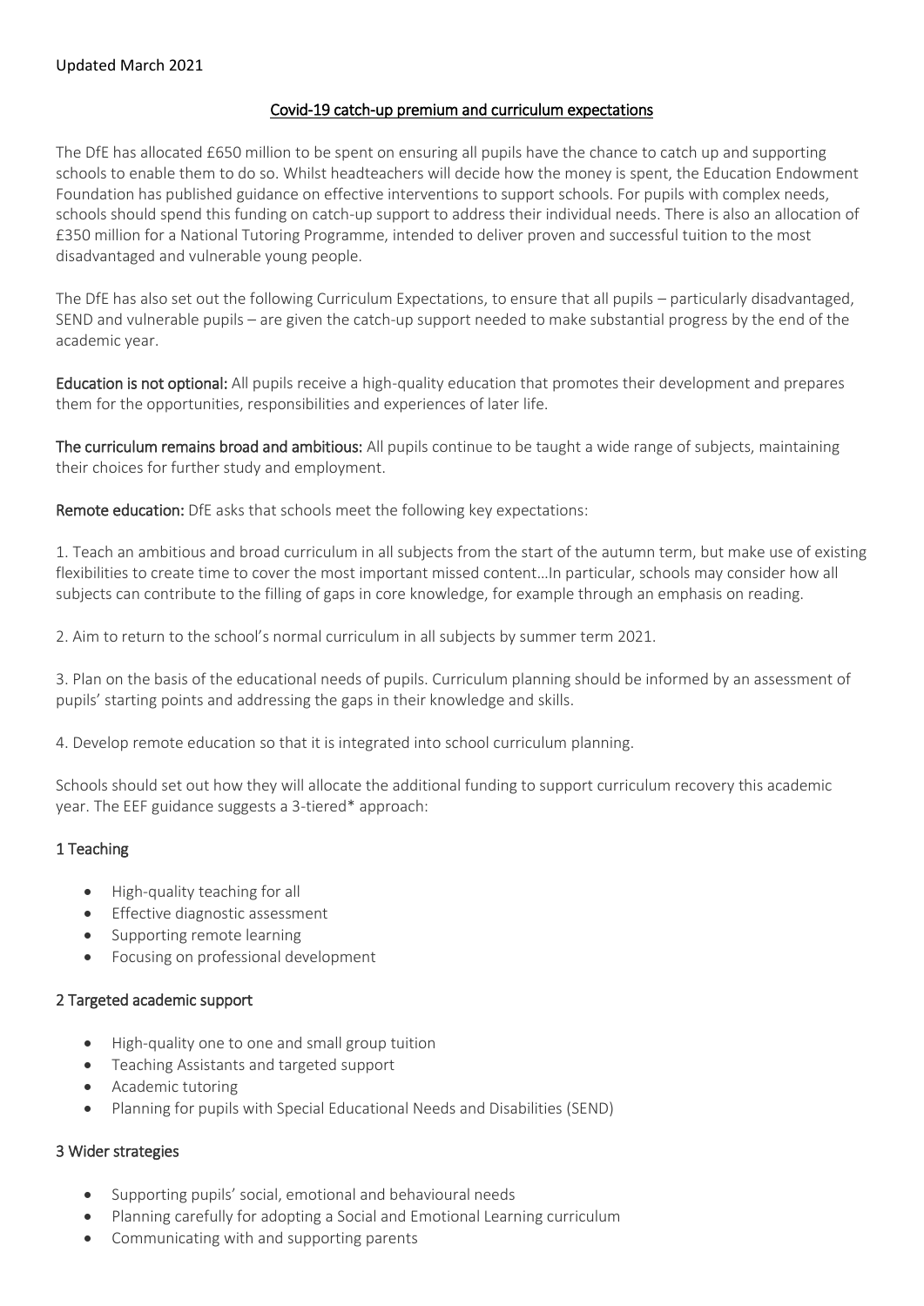Updated March 2021

## Covid-19 catch-up premium and curriculum expectations

The DfE has allocated £650 million to be spent on ensuring all pupils have the chance to catch up and supporting schools to enable them to do so. Whilst headteachers will decide how the money is spent, the Education Endowment Foundation has published guidance on effective interventions to support schools. For pupils with complex needs, schools should spend this funding on catch-up support to address their individual needs. There is also an allocation of £350 million for a National Tutoring Programme, intended to deliver proven and successful tuition to the most disadvantaged and vulnerable young people.

The DfE has also set out the following Curriculum Expectations, to ensure that all pupils – particularly disadvantaged, SEND and vulnerable pupils – are given the catch-up support needed to make substantial progress by the end of the academic year.

**Education is not optional:** All pupils receive a high-quality education that promotes their development and prepares them for the opportunities, responsibilities and experiences of later life.

**The curriculum remains broad and ambitious:** All pupils continue to be taught a wide range of subjects, maintaining their choices for further study and employment.

**Remote education:** DfE asks that schools meet the following key expectations:

1. Teach an ambitious and broad curriculum in all subjects from the start of the autumn term, but make use of existing flexibilities to create time to cover the most important missed content…In particular, schools may consider how all subjects can contribute to the filling of gaps in core knowledge, for example through an emphasis on reading.

2. Aim to return to the school's normal curriculum in all subjects by summer term 2021.

3. Plan on the basis of the educational needs of pupils. Curriculum planning should be informed by an assessment of pupils' starting points and addressing the gaps in their knowledge and skills.

4. Develop remote education so that it is integrated into school curriculum planning.

Schools should set out how they will allocate the additional funding to support curriculum recovery this academic year. The EEF guidance suggests a 3-tiered* approach:

### 1 Teaching

- High-quality teaching for all
- Effective diagnostic assessment
- Supporting remote learning
- Focusing on professional development

### 2 Targeted academic support

- High-quality one to one and small group tuition
- Teaching Assistants and targeted support
- Academic tutoring
- Planning for pupils with Special Educational Needs and Disabilities (SEND)

### 3 Wider strategies

- Supporting pupils' social, emotional and behavioural needs
- Planning carefully for adopting a Social and Emotional Learning curriculum
- Communicating with and supporting parents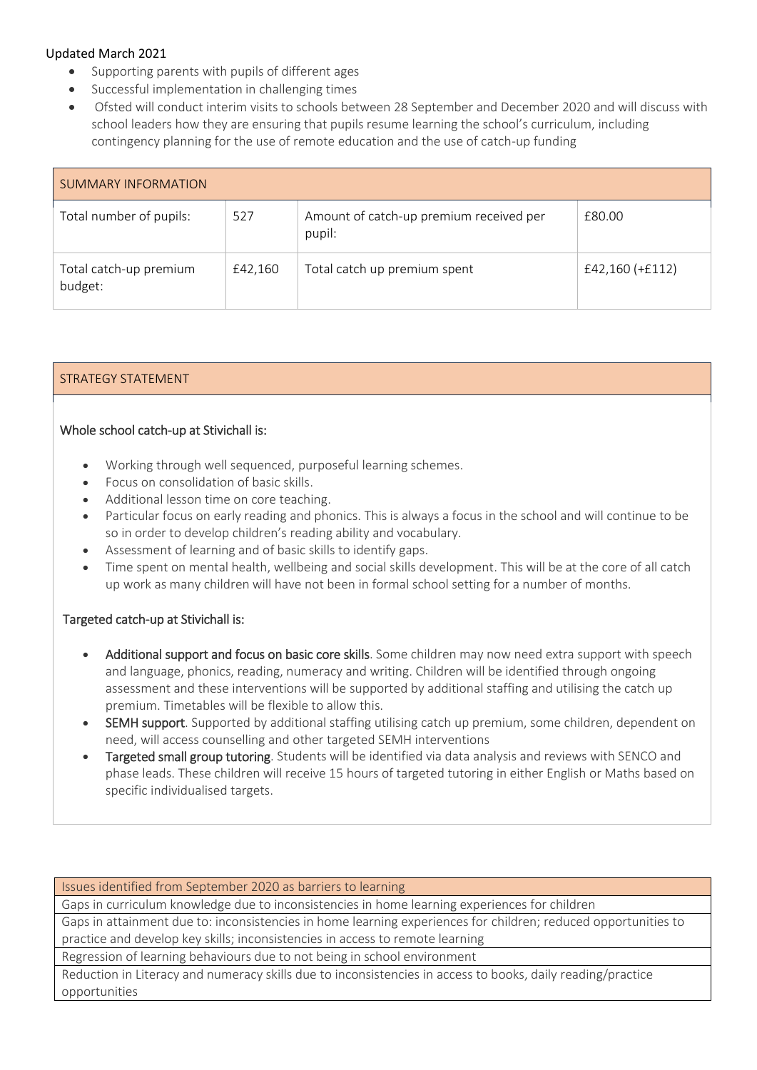Updated March 2021

- Supporting parents with pupils of different ages
- Successful implementation in challenging times
- Ofsted will conduct interim visits to schools between 28 September and December 2020 and will discuss with school leaders how they are ensuring that pupils resume learning the school's curriculum, including contingency planning for the use of remote education and the use of catch-up funding

| SUMMARY INFORMATION | | | |
|---|---|---|---|
| Total number of pupils: | 527 | Amount of catch-up premium received per pupil: | £80.00 |
| Total catch-up premium budget: | £42,160 | Total catch up premium spent | £42,160 (+£112) |

## STRATEGY STATEMENT

### Whole school catch-up at Stivichall is:

- Working through well sequenced, purposeful learning schemes.
- Focus on consolidation of basic skills.
- Additional lesson time on core teaching.
- Particular focus on early reading and phonics. This is always a focus in the school and will continue to be so in order to develop children's reading ability and vocabulary.
- Assessment of learning and of basic skills to identify gaps.
- Time spent on mental health, wellbeing and social skills development. This will be at the core of all catch up work as many children will have not been in formal school setting for a number of months.

### Targeted catch-up at Stivichall is:

- **Additional support and focus on basic core skills**. Some children may now need extra support with speech and language, phonics, reading, numeracy and writing. Children will be identified through ongoing assessment and these interventions will be supported by additional staffing and utilising the catch up premium. Timetables will be flexible to allow this.
- **SEMH support**. Supported by additional staffing utilising catch up premium, some children, dependent on need, will access counselling and other targeted SEMH interventions
- **Targeted small group tutoring**. Students will be identified via data analysis and reviews with SENCO and phase leads. These children will receive 15 hours of targeted tutoring in either English or Maths based on specific individualised targets.

| Issues identified from September 2020 as barriers to learning |
|---|
| Gaps in curriculum knowledge due to inconsistencies in home learning experiences for children |
| Gaps in attainment due to: inconsistencies in home learning experiences for children; reduced opportunities to practice and develop key skills; inconsistencies in access to remote learning |
| Regression of learning behaviours due to not being in school environment |
| Reduction in Literacy and numeracy skills due to inconsistencies in access to books, daily reading/practice opportunities |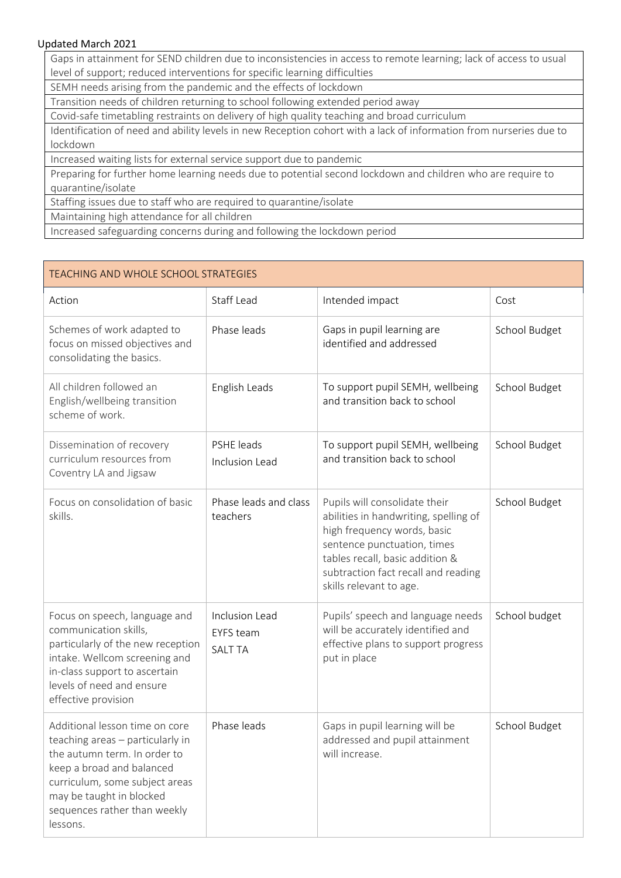Updated March 2021

| Gaps in attainment for SEND children due to inconsistencies in access to remote learning; lack of access to usual level of support; reduced interventions for specific learning difficulties |
|---|
| SEMH needs arising from the pandemic and the effects of lockdown |
| Transition needs of children returning to school following extended period away |
| Covid-safe timetabling restraints on delivery of high quality teaching and broad curriculum |
| Identification of need and ability levels in new Reception cohort with a lack of information from nurseries due to lockdown |
| Increased waiting lists for external service support due to pandemic |
| Preparing for further home learning needs due to potential second lockdown and children who are require to quarantine/isolate |
| Staffing issues due to staff who are required to quarantine/isolate |
| Maintaining high attendance for all children |
| Increased safeguarding concerns during and following the lockdown period |

| TEACHING AND WHOLE SCHOOL STRATEGIES | | | |
|---|---|---|---|
| Action | Staff Lead | Intended impact | Cost |
| Schemes of work adapted to focus on missed objectives and consolidating the basics. | Phase leads | Gaps in pupil learning are identified and addressed | School Budget |
| All children followed an English/wellbeing transition scheme of work. | English Leads | To support pupil SEMH, wellbeing and transition back to school | School Budget |
| Dissemination of recovery curriculum resources from Coventry LA and Jigsaw | PSHE leads<br>Inclusion Lead | To support pupil SEMH, wellbeing and transition back to school | School Budget |
| Focus on consolidation of basic skills. | Phase leads and class teachers | Pupils will consolidate their abilities in handwriting, spelling of high frequency words, basic sentence punctuation, times tables recall, basic addition & subtraction fact recall and reading skills relevant to age. | School Budget |
| Focus on speech, language and communication skills, particularly of the new reception intake. Wellcom screening and in-class support to ascertain levels of need and ensure effective provision | Inclusion Lead<br>EYFS team<br>SALT TA | Pupils' speech and language needs will be accurately identified and effective plans to support progress put in place | School budget |
| Additional lesson time on core teaching areas – particularly in the autumn term. In order to keep a broad and balanced curriculum, some subject areas may be taught in blocked sequences rather than weekly lessons. | Phase leads | Gaps in pupil learning will be addressed and pupil attainment will increase. | School Budget |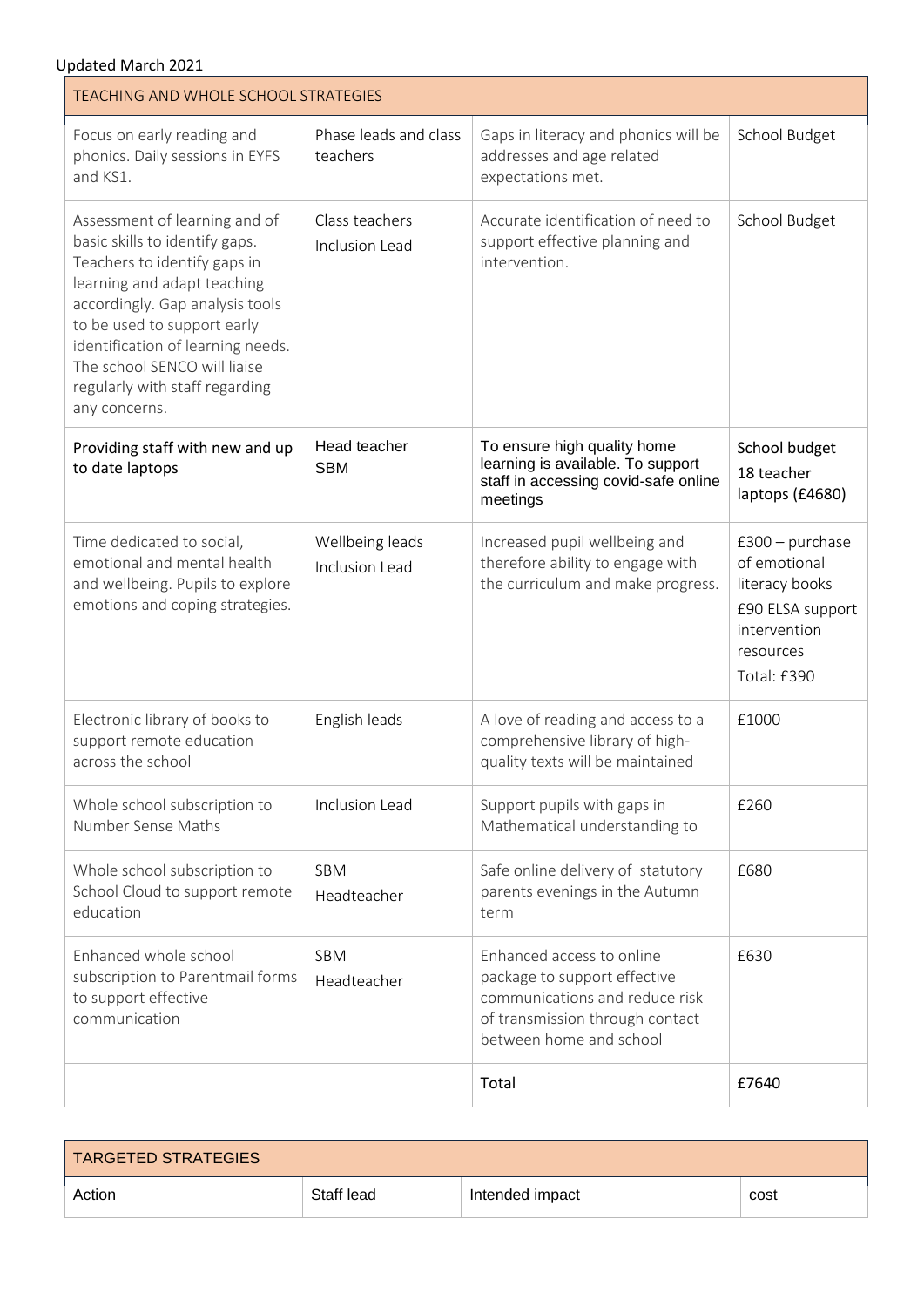Updated March 2021

| TEACHING AND WHOLE SCHOOL STRATEGIES | | | |
|---|---|---|---|
| Focus on early reading and phonics. Daily sessions in EYFS and KS1. | Phase leads and class teachers | Gaps in literacy and phonics will be addresses and age related expectations met. | School Budget |
| Assessment of learning and of basic skills to identify gaps. Teachers to identify gaps in learning and adapt teaching accordingly. Gap analysis tools to be used to support early identification of learning needs. The school SENCO will liaise regularly with staff regarding any concerns. | Class teachers<br>Inclusion Lead | Accurate identification of need to support effective planning and intervention. | School Budget |
| Providing staff with new and up to date laptops | Head teacher<br>SBM | To ensure high quality home learning is available. To support staff in accessing covid-safe online meetings | School budget<br>18 teacher laptops (£4680) |
| Time dedicated to social, emotional and mental health and wellbeing. Pupils to explore emotions and coping strategies. | Wellbeing leads<br>Inclusion Lead | Increased pupil wellbeing and therefore ability to engage with the curriculum and make progress. | £300 – purchase of emotional literacy books<br>£90 ELSA support intervention resources<br>Total: £390 |
| Electronic library of books to support remote education across the school | English leads | A love of reading and access to a comprehensive library of high-quality texts will be maintained | £1000 |
| Whole school subscription to Number Sense Maths | Inclusion Lead | Support pupils with gaps in Mathematical understanding to | £260 |
| Whole school subscription to School Cloud to support remote education | SBM<br>Headteacher | Safe online delivery of statutory parents evenings in the Autumn term | £680 |
| Enhanced whole school subscription to Parentmail forms to support effective communication | SBM<br>Headteacher | Enhanced access to online package to support effective communications and reduce risk of transmission through contact between home and school | £630 |
| | | Total | £7640 |

| TARGETED STRATEGIES | | | |
|---|---|---|---|
| Action | Staff lead | Intended impact | cost |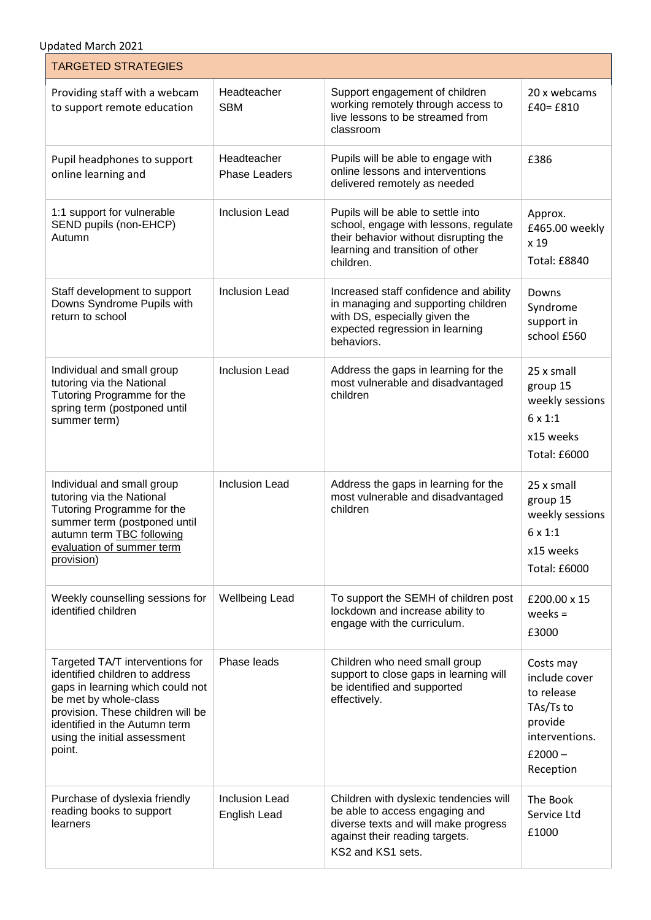Updated March 2021

| TARGETED STRATEGIES | | | |
|---|---|---|---|
| Providing staff with a webcam to support remote education | Headteacher<br>SBM | Support engagement of children working remotely through access to live lessons to be streamed from classroom | 20 x webcams £40= £810 |
| Pupil headphones to support online learning and | Headteacher<br>Phase Leaders | Pupils will be able to engage with online lessons and interventions delivered remotely as needed | £386 |
| 1:1 support for vulnerable SEND pupils (non-EHCP) Autumn | Inclusion Lead | Pupils will be able to settle into school, engage with lessons, regulate their behavior without disrupting the learning and transition of other children. | Approx. £465.00 weekly x 19<br>Total: £8840 |
| Staff development to support Downs Syndrome Pupils with return to school | Inclusion Lead | Increased staff confidence and ability in managing and supporting children with DS, especially given the expected regression in learning behaviors. | Downs Syndrome support in school £560 |
| Individual and small group tutoring via the National Tutoring Programme for the spring term (postponed until summer term) | Inclusion Lead | Address the gaps in learning for the most vulnerable and disadvantaged children | 25 x small group 15 weekly sessions<br>6 x 1:1<br>x15 weeks<br>Total: £6000 |
| Individual and small group tutoring via the National Tutoring Programme for the summer term (postponed until autumn term <u>TBC following evaluation of summer term provision</u>) | Inclusion Lead | Address the gaps in learning for the most vulnerable and disadvantaged children | 25 x small group 15 weekly sessions<br>6 x 1:1<br>x15 weeks<br>Total: £6000 |
| Weekly counselling sessions for identified children | Wellbeing Lead | To support the SEMH of children post lockdown and increase ability to engage with the curriculum. | £200.00 x 15 weeks =<br>£3000 |
| Targeted TA/T interventions for identified children to address gaps in learning which could not be met by whole-class provision. These children will be identified in the Autumn term using the initial assessment point. | Phase leads | Children who need small group support to close gaps in learning will be identified and supported effectively. | Costs may include cover to release TAs/Ts to provide interventions.<br>£2000 – Reception |
| Purchase of dyslexia friendly reading books to support learners | Inclusion Lead<br>English Lead | Children with dyslexic tendencies will be able to access engaging and diverse texts and will make progress against their reading targets.<br>KS2 and KS1 sets. | The Book Service Ltd<br>£1000 |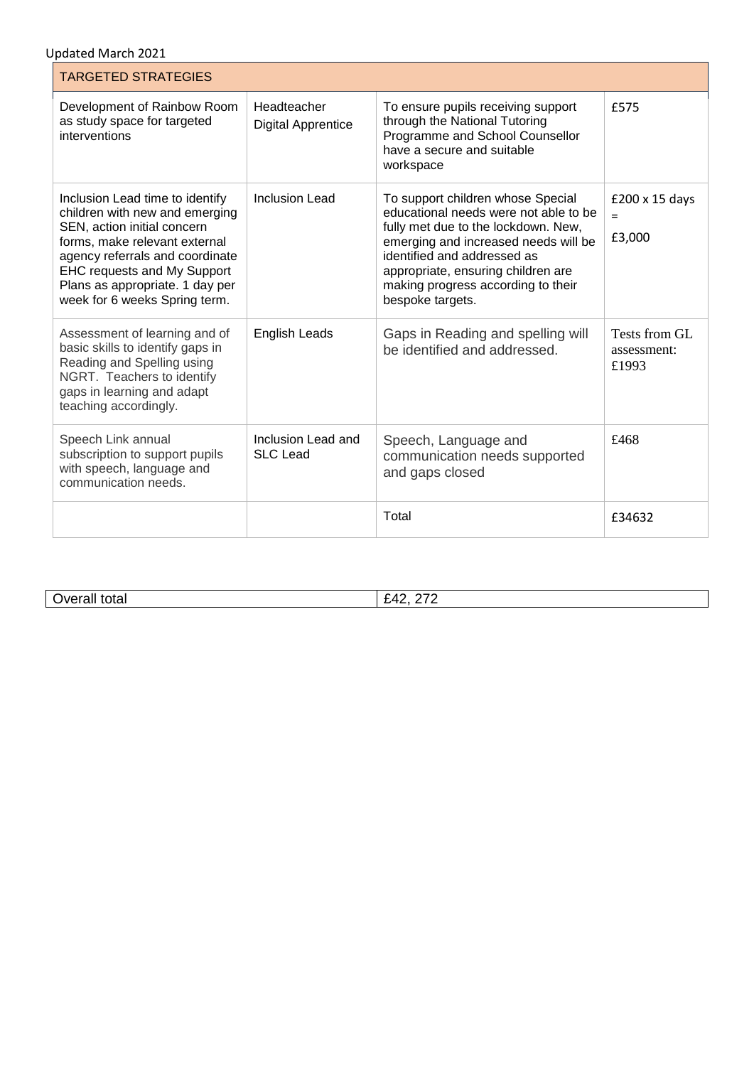Updated March 2021

| TARGETED STRATEGIES | | | |
|---|---|---|---|
| Development of Rainbow Room as study space for targeted interventions | Headteacher Digital Apprentice | To ensure pupils receiving support through the National Tutoring Programme and School Counsellor have a secure and suitable workspace | £575 |
| Inclusion Lead time to identify children with new and emerging SEN, action initial concern forms, make relevant external agency referrals and coordinate EHC requests and My Support Plans as appropriate. 1 day per week for 6 weeks Spring term. | Inclusion Lead | To support children whose Special educational needs were not able to be fully met due to the lockdown. New, emerging and increased needs will be identified and addressed as appropriate, ensuring children are making progress according to their bespoke targets. | £200 x 15 days = £3,000 |
| Assessment of learning and of basic skills to identify gaps in Reading and Spelling using NGRT. Teachers to identify gaps in learning and adapt teaching accordingly. | English Leads | Gaps in Reading and spelling will be identified and addressed. | Tests from GL assessment: £1993 |
| Speech Link annual subscription to support pupils with speech, language and communication needs. | Inclusion Lead and SLC Lead | Speech, Language and communication needs supported and gaps closed | £468 |
| | | Total | £34632 |

| | |
|---|---|
| Overall total | £42, 272 |